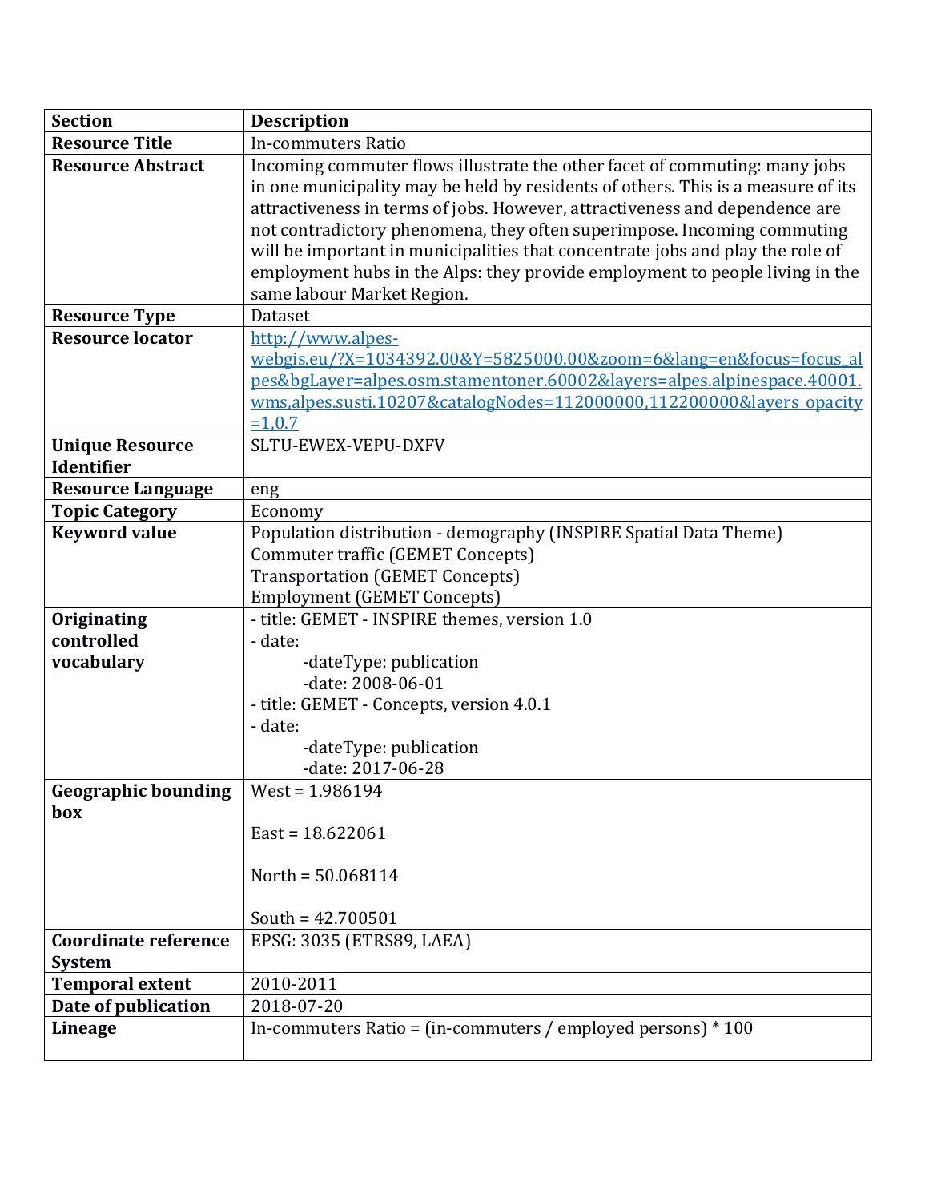| Section | Description |
|---|---|
| **Resource Title** | In-commuters Ratio |
| **Resource Abstract** | Incoming commuter flows illustrate the other facet of commuting: many jobs in one municipality may be held by residents of others. This is a measure of its attractiveness in terms of jobs. However, attractiveness and dependence are not contradictory phenomena, they often superimpose. Incoming commuting will be important in municipalities that concentrate jobs and play the role of employment hubs in the Alps: they provide employment to people living in the same labour Market Region. |
| **Resource Type** | Dataset |
| **Resource locator** | [http://www.alpes-webgis.eu/?X=1034392.00&Y=5825000.00&zoom=6&lang=en&focus=focus_alpes&bgLayer=alpes.osm.stamentoner.60002&layers=alpes.alpinespace.40001.wms,alpes.susti.10207&catalogNodes=112000000,112200000&layers_opacity=1,0.7](http://www.alpes-webgis.eu/?X=1034392.00&Y=5825000.00&zoom=6&lang=en&focus=focus_alpes&bgLayer=alpes.osm.stamentoner.60002&layers=alpes.alpinespace.40001.wms,alpes.susti.10207&catalogNodes=112000000,112200000&layers_opacity=1,0.7) |
| **Unique Resource Identifier** | SLTU-EWEX-VEPU-DXFV |
| **Resource Language** | eng |
| **Topic Category** | Economy |
| **Keyword value** | Population distribution - demography (INSPIRE Spatial Data Theme)<br>Commuter traffic (GEMET Concepts)<br>Transportation (GEMET Concepts)<br>Employment (GEMET Concepts) |
| **Originating controlled vocabulary** | - title: GEMET - INSPIRE themes, version 1.0<br>- date:<br>-dateType: publication<br>-date: 2008-06-01<br>- title: GEMET - Concepts, version 4.0.1<br>- date:<br>-dateType: publication<br>-date: 2017-06-28 |
| **Geographic bounding box** | West = 1.986194<br><br>East = 18.622061<br><br>North = 50.068114<br><br>South = 42.700501 |
| **Coordinate reference System** | EPSG: 3035 (ETRS89, LAEA) |
| **Temporal extent** | 2010-2011 |
| **Date of publication** | 2018-07-20 |
| **Lineage** | In-commuters Ratio = (in-commuters / employed persons) * 100 |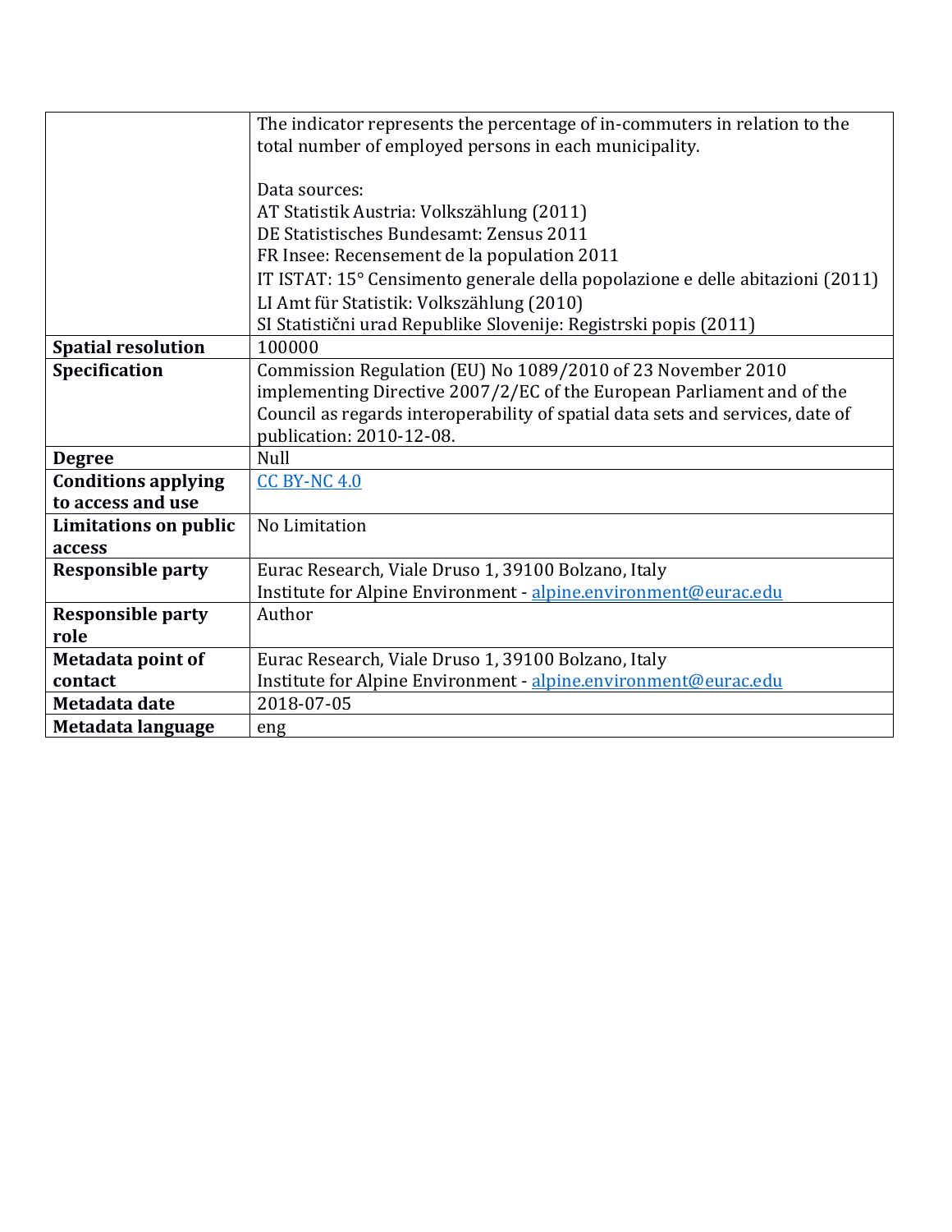| | |
|---|---|
| | The indicator represents the percentage of in-commuters in relation to the total number of employed persons in each municipality.<br><br>Data sources:<br>AT Statistik Austria: Volkszählung (2011)<br>DE Statistisches Bundesamt: Zensus 2011<br>FR Insee: Recensement de la population 2011<br>IT ISTAT: 15° Censimento generale della popolazione e delle abitazioni (2011)<br>LI Amt für Statistik: Volkszählung (2010)<br>SI Statistični urad Republike Slovenije: Registrski popis (2011) |
| **Spatial resolution** | 100000 |
| **Specification** | Commission Regulation (EU) No 1089/2010 of 23 November 2010 implementing Directive 2007/2/EC of the European Parliament and of the Council as regards interoperability of spatial data sets and services, date of publication: 2010-12-08. |
| **Degree** | Null |
| **Conditions applying to access and use** | CC BY-NC 4.0 |
| **Limitations on public access** | No Limitation |
| **Responsible party** | Eurac Research, Viale Druso 1, 39100 Bolzano, Italy<br>Institute for Alpine Environment - alpine.environment@eurac.edu |
| **Responsible party role** | Author |
| **Metadata point of contact** | Eurac Research, Viale Druso 1, 39100 Bolzano, Italy<br>Institute for Alpine Environment - alpine.environment@eurac.edu |
| **Metadata date** | 2018-07-05 |
| **Metadata language** | eng |